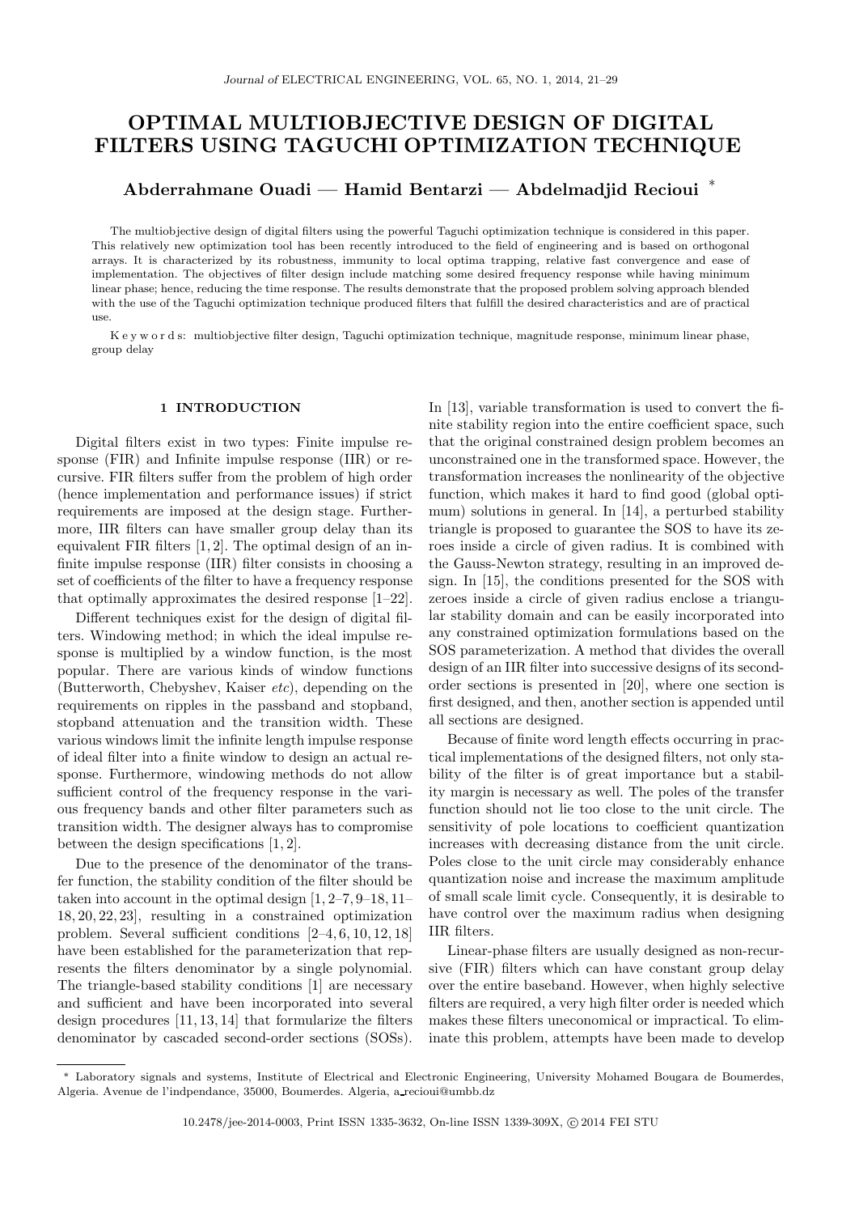# OPTIMAL MULTIOBJECTIVE DESIGN OF DIGITAL FILTERS USING TAGUCHI OPTIMIZATION TECHNIQUE

**Abderrahmane Ouadi — Hamid Bentarzi — Abdelmadjid Recioui** *

The multiobjective design of digital filters using the powerful Taguchi optimization technique is considered in this paper. This relatively new optimization tool has been recently introduced to the field of engineering and is based on orthogonal arrays. It is characterized by its robustness, immunity to local optima trapping, relative fast convergence and ease of implementation. The objectives of filter design include matching some desired frequency response while having minimum linear phase; hence, reducing the time response. The results demonstrate that the proposed problem solving approach blended with the use of the Taguchi optimization technique produced filters that fulfill the desired characteristics and are of practical use.

K e y w o r d s: multiobjective filter design, Taguchi optimization technique, magnitude response, minimum linear phase, group delay

## 1 INTRODUCTION

Digital filters exist in two types: Finite impulse response (FIR) and Infinite impulse response (IIR) or recursive. FIR filters suffer from the problem of high order (hence implementation and performance issues) if strict requirements are imposed at the design stage. Furthermore, IIR filters can have smaller group delay than its equivalent FIR filters [1, 2]. The optimal design of an infinite impulse response (IIR) filter consists in choosing a set of coefficients of the filter to have a frequency response that optimally approximates the desired response [1–22].

Different techniques exist for the design of digital filters. Windowing method; in which the ideal impulse response is multiplied by a window function, is the most popular. There are various kinds of window functions (Butterworth, Chebyshev, Kaiser *etc*), depending on the requirements on ripples in the passband and stopband, stopband attenuation and the transition width. These various windows limit the infinite length impulse response of ideal filter into a finite window to design an actual response. Furthermore, windowing methods do not allow sufficient control of the frequency response in the various frequency bands and other filter parameters such as transition width. The designer always has to compromise between the design specifications [1, 2].

Due to the presence of the denominator of the transfer function, the stability condition of the filter should be taken into account in the optimal design [1, 2–7, 9–18, 11–18, 20, 22, 23], resulting in a constrained optimization problem. Several sufficient conditions [2–4, 6, 10, 12, 18] have been established for the parameterization that represents the filters denominator by a single polynomial. The triangle-based stability conditions [1] are necessary and sufficient and have been incorporated into several design procedures [11, 13, 14] that formularize the filters denominator by cascaded second-order sections (SOSs). In [13], variable transformation is used to convert the finite stability region into the entire coefficient space, such that the original constrained design problem becomes an unconstrained one in the transformed space. However, the transformation increases the nonlinearity of the objective function, which makes it hard to find good (global optimum) solutions in general. In [14], a perturbed stability triangle is proposed to guarantee the SOS to have its zeroes inside a circle of given radius. It is combined with the Gauss-Newton strategy, resulting in an improved design. In [15], the conditions presented for the SOS with zeroes inside a circle of given radius enclose a triangular stability domain and can be easily incorporated into any constrained optimization formulations based on the SOS parameterization. A method that divides the overall design of an IIR filter into successive designs of its second-order sections is presented in [20], where one section is first designed, and then, another section is appended until all sections are designed.

Because of finite word length effects occurring in practical implementations of the designed filters, not only stability of the filter is of great importance but a stability margin is necessary as well. The poles of the transfer function should not lie too close to the unit circle. The sensitivity of pole locations to coefficient quantization increases with decreasing distance from the unit circle. Poles close to the unit circle may considerably enhance quantization noise and increase the maximum amplitude of small scale limit cycle. Consequently, it is desirable to have control over the maximum radius when designing IIR filters.

Linear-phase filters are usually designed as non-recursive (FIR) filters which can have constant group delay over the entire baseband. However, when highly selective filters are required, a very high filter order is needed which makes these filters uneconomical or impractical. To eliminate this problem, attempts have been made to develop

* Laboratory signals and systems, Institute of Electrical and Electronic Engineering, University Mohamed Bougara de Boumerdes, Algeria. Avenue de l'indpendance, 35000, Boumerdes. Algeria, a_recioui@umbb.dz

10.2478/jee-2014-0003, Print ISSN 1335-3632, On-line ISSN 1339-309X, © 2014 FEI STU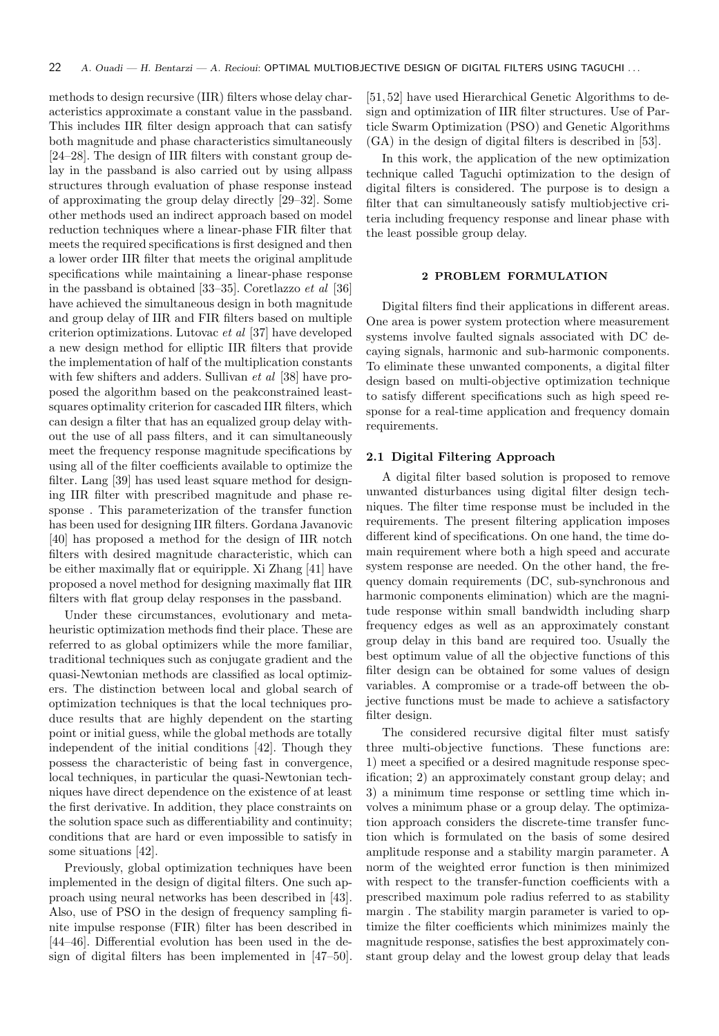methods to design recursive (IIR) filters whose delay characteristics approximate a constant value in the passband. This includes IIR filter design approach that can satisfy both magnitude and phase characteristics simultaneously [24–28]. The design of IIR filters with constant group delay in the passband is also carried out by using allpass structures through evaluation of phase response instead of approximating the group delay directly [29–32]. Some other methods used an indirect approach based on model reduction techniques where a linear-phase FIR filter that meets the required specifications is first designed and then a lower order IIR filter that meets the original amplitude specifications while maintaining a linear-phase response in the passband is obtained [33–35]. Coretlazzo *et al* [36] have achieved the simultaneous design in both magnitude and group delay of IIR and FIR filters based on multiple criterion optimizations. Lutovac *et al* [37] have developed a new design method for elliptic IIR filters that provide the implementation of half of the multiplication constants with few shifters and adders. Sullivan *et al* [38] have proposed the algorithm based on the peakconstrained least-squares optimality criterion for cascaded IIR filters, which can design a filter that has an equalized group delay without the use of all pass filters, and it can simultaneously meet the frequency response magnitude specifications by using all of the filter coefficients available to optimize the filter. Lang [39] has used least square method for designing IIR filter with prescribed magnitude and phase response . This parameterization of the transfer function has been used for designing IIR filters. Gordana Javanovic [40] has proposed a method for the design of IIR notch filters with desired magnitude characteristic, which can be either maximally flat or equiripple. Xi Zhang [41] have proposed a novel method for designing maximally flat IIR filters with flat group delay responses in the passband.

Under these circumstances, evolutionary and metaheuristic optimization methods find their place. These are referred to as global optimizers while the more familiar, traditional techniques such as conjugate gradient and the quasi-Newtonian methods are classified as local optimizers. The distinction between local and global search of optimization techniques is that the local techniques produce results that are highly dependent on the starting point or initial guess, while the global methods are totally independent of the initial conditions [42]. Though they possess the characteristic of being fast in convergence, local techniques, in particular the quasi-Newtonian techniques have direct dependence on the existence of at least the first derivative. In addition, they place constraints on the solution space such as differentiability and continuity; conditions that are hard or even impossible to satisfy in some situations [42].

Previously, global optimization techniques have been implemented in the design of digital filters. One such approach using neural networks has been described in [43]. Also, use of PSO in the design of frequency sampling finite impulse response (FIR) filter has been described in [44–46]. Differential evolution has been used in the design of digital filters has been implemented in [47–50]. [51, 52] have used Hierarchical Genetic Algorithms to design and optimization of IIR filter structures. Use of Particle Swarm Optimization (PSO) and Genetic Algorithms (GA) in the design of digital filters is described in [53].

In this work, the application of the new optimization technique called Taguchi optimization to the design of digital filters is considered. The purpose is to design a filter that can simultaneously satisfy multiobjective criteria including frequency response and linear phase with the least possible group delay.

## 2 PROBLEM FORMULATION

Digital filters find their applications in different areas. One area is power system protection where measurement systems involve faulted signals associated with DC decaying signals, harmonic and sub-harmonic components. To eliminate these unwanted components, a digital filter design based on multi-objective optimization technique to satisfy different specifications such as high speed response for a real-time application and frequency domain requirements.

### 2.1 Digital Filtering Approach

A digital filter based solution is proposed to remove unwanted disturbances using digital filter design techniques. The filter time response must be included in the requirements. The present filtering application imposes different kind of specifications. On one hand, the time domain requirement where both a high speed and accurate system response are needed. On the other hand, the frequency domain requirements (DC, sub-synchronous and harmonic components elimination) which are the magnitude response within small bandwidth including sharp frequency edges as well as an approximately constant group delay in this band are required too. Usually the best optimum value of all the objective functions of this filter design can be obtained for some values of design variables. A compromise or a trade-off between the objective functions must be made to achieve a satisfactory filter design.

The considered recursive digital filter must satisfy three multi-objective functions. These functions are: 1) meet a specified or a desired magnitude response specification; 2) an approximately constant group delay; and 3) a minimum time response or settling time which involves a minimum phase or a group delay. The optimization approach considers the discrete-time transfer function which is formulated on the basis of some desired amplitude response and a stability margin parameter. A norm of the weighted error function is then minimized with respect to the transfer-function coefficients with a prescribed maximum pole radius referred to as stability margin . The stability margin parameter is varied to optimize the filter coefficients which minimizes mainly the magnitude response, satisfies the best approximately constant group delay and the lowest group delay that leads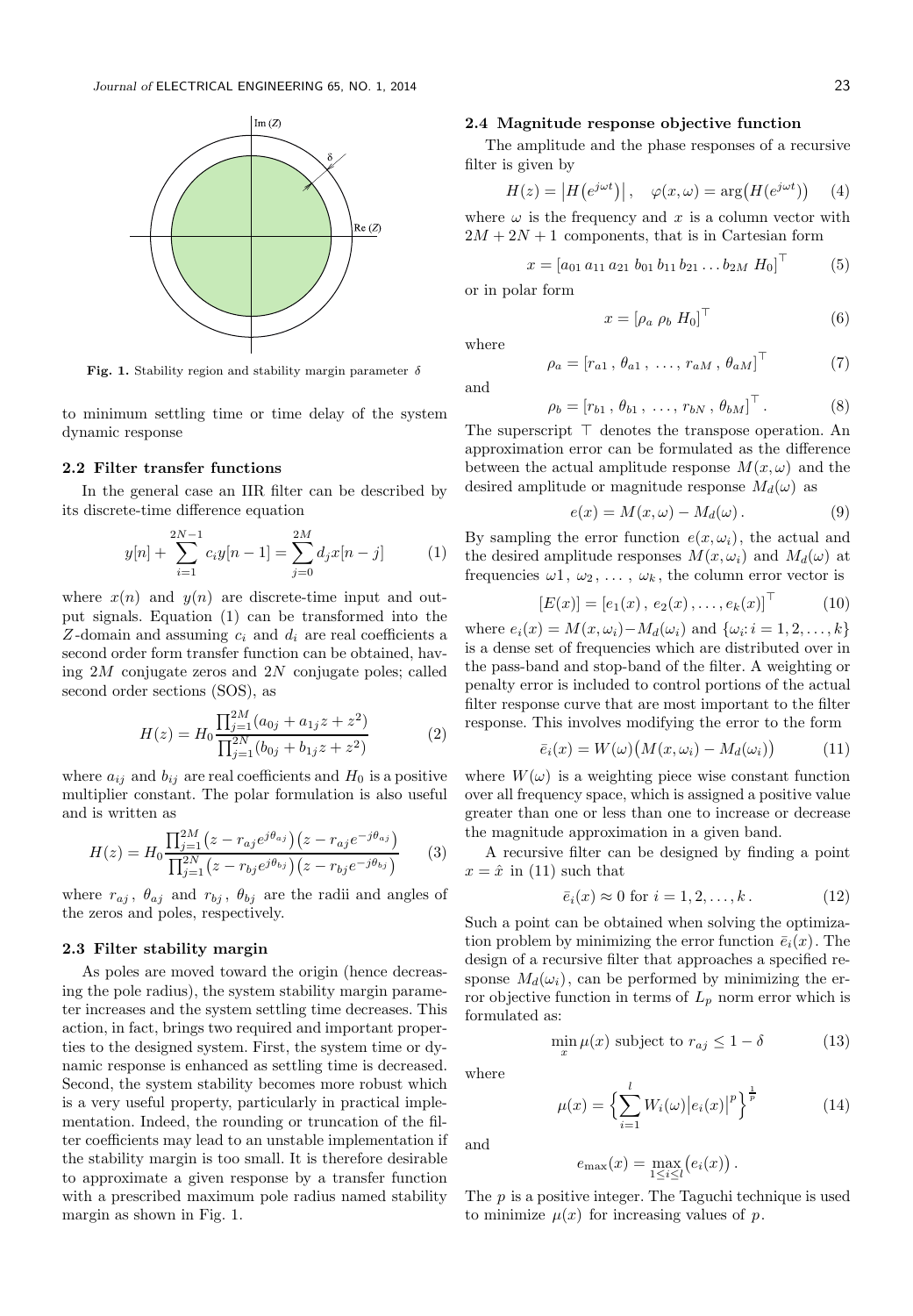Fig. 1. Stability region and stability margin parameter $\delta$

to minimum settling time or time delay of the system dynamic response

### 2.2 Filter transfer functions

In the general case an IIR filter can be described by its discrete-time difference equation

$$y[n] + \sum_{i=1}^{2N-1} c_i y[n-1] = \sum_{j=0}^{2M} d_j x[n-j] \tag{1}$$

where $x(n)$ and $y(n)$ are discrete-time input and output signals. Equation (1) can be transformed into the $Z$-domain and assuming $c_i$ and $d_i$ are real coefficients a second order form transfer function can be obtained, having $2M$ conjugate zeros and $2N$ conjugate poles; called second order sections (SOS), as

$$H(z) = H_0 \frac{\prod_{j=1}^{2M}(a_{0j} + a_{1j}z + z^2)}{\prod_{j=1}^{2N}(b_{0j} + b_{1j}z + z^2)} \tag{2}$$

where $a_{ij}$ and $b_{ij}$ are real coefficients and $H_0$ is a positive multiplier constant. The polar formulation is also useful and is written as

$$H(z) = H_0 \frac{\prod_{j=1}^{2M}\big(z - r_{aj}e^{j\theta_{aj}}\big)\big(z - r_{aj}e^{-j\theta_{aj}}\big)}{\prod_{j=1}^{2N}\big(z - r_{bj}e^{j\theta_{bj}}\big)\big(z - r_{bj}e^{-j\theta_{bj}}\big)} \tag{3}$$

where $r_{aj}$, $\theta_{aj}$ and $r_{bj}$, $\theta_{bj}$ are the radii and angles of the zeros and poles, respectively.

### 2.3 Filter stability margin

As poles are moved toward the origin (hence decreasing the pole radius), the system stability margin parameter increases and the system settling time decreases. This action, in fact, brings two required and important properties to the designed system. First, the system time or dynamic response is enhanced as settling time is decreased. Second, the system stability becomes more robust which is a very useful property, particularly in practical implementation. Indeed, the rounding or truncation of the filter coefficients may lead to an unstable implementation if the stability margin is too small. It is therefore desirable to approximate a given response by a transfer function with a prescribed maximum pole radius named stability margin as shown in Fig. 1.

### 2.4 Magnitude response objective function

The amplitude and the phase responses of a recursive filter is given by

$$H(z) = \big|H\big(e^{j\omega t}\big)\big|, \quad \varphi(x,\omega) = \arg\big(H(e^{j\omega t})\big) \tag{4}$$

where $\omega$ is the frequency and $x$ is a column vector with $2M + 2N + 1$ components, that is in Cartesian form

$$x = [a_{01}\, a_{11}\, a_{21}\, b_{01}\, b_{11}\, b_{21} \dots b_{2M}\, H_0]^\top \tag{5}$$

or in polar form

$$x = [\rho_a \ \rho_b \ H_0]^\top \tag{6}$$

where

$$\rho_a = [r_{a1}\,,\ \theta_{a1}\,,\ \dots,\ r_{aM}\,,\ \theta_{aM}]^\top \tag{7}$$

and

$$\rho_b = [r_{b1}\,,\ \theta_{b1}\,,\ \dots,\ r_{bN}\,,\ \theta_{bM}]^\top . \tag{8}$$

The superscript $\top$ denotes the transpose operation. An approximation error can be formulated as the difference between the actual amplitude response $M(x,\omega)$ and the desired amplitude or magnitude response $M_d(\omega)$ as

$$e(x) = M(x,\omega) - M_d(\omega)\,. \tag{9}$$

By sampling the error function $e(x,\omega_i)$, the actual and the desired amplitude responses $M(x,\omega_i)$ and $M_d(\omega)$ at frequencies $\omega 1$, $\omega_2$, $\dots$, $\omega_k$, the column error vector is

$$[E(x)] = [e_1(x)\,,\ e_2(x)\,, \dots, e_k(x)]^\top \tag{10}$$

where $e_i(x) = M(x,\omega_i) - M_d(\omega_i)$ and $\{\omega_i: i = 1,2,\dots,k\}$ is a dense set of frequencies which are distributed over in the pass-band and stop-band of the filter. A weighting or penalty error is included to control portions of the actual filter response curve that are most important to the filter response. This involves modifying the error to the form

$$\bar{e}_i(x) = W(\omega)\big(M(x,\omega_i) - M_d(\omega_i)\big) \tag{11}$$

where $W(\omega)$ is a weighting piece wise constant function over all frequency space, which is assigned a positive value greater than one or less than one to increase or decrease the magnitude approximation in a given band.

A recursive filter can be designed by finding a point $x = \hat{x}$ in (11) such that

$$\bar{e}_i(x) \approx 0 \text{ for } i = 1,2,\dots,k\,. \tag{12}$$

Such a point can be obtained when solving the optimization problem by minimizing the error function $\bar{e}_i(x)$. The design of a recursive filter that approaches a specified response $M_d(\omega_i)$, can be performed by minimizing the error objective function in terms of $L_p$ norm error which is formulated as:

$$\min_x \mu(x) \text{ subject to } r_{aj} \le 1 - \delta \tag{13}$$

where

$$\mu(x) = \Big\{\sum_{i=1}^{l} W_i(\omega)\big|e_i(x)\big|^p\Big\}^{\frac{1}{p}} \tag{14}$$

and

$$e_{\max}(x) = \max_{1 \le i \le l}\big(e_i(x)\big)\,.$$

The $p$ is a positive integer. The Taguchi technique is used to minimize $\mu(x)$ for increasing values of $p$.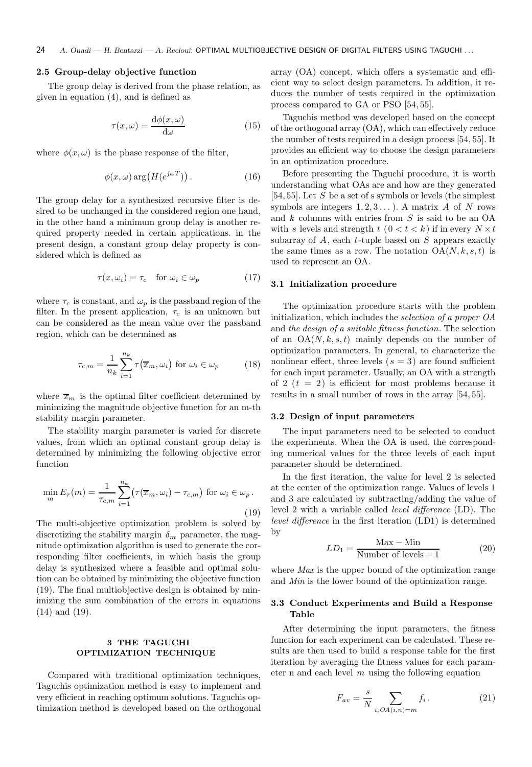### 2.5 Group-delay objective function

The group delay is derived from the phase relation, as given in equation (4), and is defined as

$$\tau(x,\omega) = \frac{\mathrm{d}\phi(x,\omega)}{\mathrm{d}\omega} \tag{15}$$

where $\phi(x,\omega)$ is the phase response of the filter,

$$\phi(x,\omega) \arg\big(H(e^{j\omega T})\big)\,. \tag{16}$$

The group delay for a synthesized recursive filter is desired to be unchanged in the considered region one hand, in the other hand a minimum group delay is another required property needed in certain applications. in the present design, a constant group delay property is considered which is defined as

$$\tau(x,\omega_i) = \tau_c \quad \text{for } \omega_i \in \omega_p \tag{17}$$

where $\tau_c$ is constant, and $\omega_p$ is the passband region of the filter. In the present application, $\tau_c$ is an unknown but can be considered as the mean value over the passband region, which can be determined as

$$\tau_{c,m} = \frac{1}{n_k}\sum_{i=1}^{n_k} \tau\big(\overline{x}_m,\omega_i\big) \text{ for } \omega_i \in \omega_p \tag{18}$$

where $\overline{x}_m$ is the optimal filter coefficient determined by minimizing the magnitude objective function for an m-th stability margin parameter.

The stability margin parameter is varied for discrete values, from which an optimal constant group delay is determined by minimizing the following objective error function

$$\min_m E_\tau(m) = \frac{1}{\tau_{c,m}}\sum_{i=1}^{n_k}\big(\tau(\overline{x}_m,\omega_i) - \tau_{c,m}\big) \text{ for } \omega_i \in \omega_p\,. \tag{19}$$

The multi-objective optimization problem is solved by discretizing the stability margin $\delta_m$ parameter, the magnitude optimization algorithm is used to generate the corresponding filter coefficients, in which basis the group delay is synthesized where a feasible and optimal solution can be obtained by minimizing the objective function (19). The final multiobjective design is obtained by minimizing the sum combination of the errors in equations (14) and (19).

## 3 THE TAGUCHI OPTIMIZATION TECHNIQUE

Compared with traditional optimization techniques, Taguchis optimization method is easy to implement and very efficient in reaching optimum solutions. Taguchis optimization method is developed based on the orthogonal array (OA) concept, which offers a systematic and efficient way to select design parameters. In addition, it reduces the number of tests required in the optimization process compared to GA or PSO [54, 55].

Taguchis method was developed based on the concept of the orthogonal array (OA), which can effectively reduce the number of tests required in a design process [54, 55]. It provides an efficient way to choose the design parameters in an optimization procedure.

Before presenting the Taguchi procedure, it is worth understanding what OAs are and how are they generated [54, 55]. Let $S$ be a set of s symbols or levels (the simplest symbols are integers $1, 2, 3 \ldots$ ). A matrix $A$ of $N$ rows and $k$ columns with entries from $S$ is said to be an OA with $s$ levels and strength $t$ $(0 < t < k)$ if in every $N \times t$ subarray of $A$, each $t$-tuple based on $S$ appears exactly the same times as a row. The notation $\mathrm{OA}(N, k, s, t)$ is used to represent an OA.

### 3.1 Initialization procedure

The optimization procedure starts with the problem initialization, which includes the *selection of a proper OA* and *the design of a suitable fitness function*. The selection of an $\mathrm{OA}(N, k, s, t)$ mainly depends on the number of optimization parameters. In general, to characterize the nonlinear effect, three levels $(s = 3)$ are found sufficient for each input parameter. Usually, an OA with a strength of 2 $(t = 2)$ is efficient for most problems because it results in a small number of rows in the array [54, 55].

### 3.2 Design of input parameters

The input parameters need to be selected to conduct the experiments. When the OA is used, the corresponding numerical values for the three levels of each input parameter should be determined.

In the first iteration, the value for level 2 is selected at the center of the optimization range. Values of levels 1 and 3 are calculated by subtracting/adding the value of level 2 with a variable called *level difference* (LD). The *level difference* in the first iteration (LD1) is determined by

$$LD_1 = \frac{\text{Max} - \text{Min}}{\text{Number of levels} + 1} \tag{20}$$

where *Max* is the upper bound of the optimization range and *Min* is the lower bound of the optimization range.

### 3.3 Conduct Experiments and Build a Response Table

After determining the input parameters, the fitness function for each experiment can be calculated. These results are then used to build a response table for the first iteration by averaging the fitness values for each parameter n and each level $m$ using the following equation

$$F_{av} = \frac{s}{N}\sum_{i,OA(i,n)=m} f_i\,. \tag{21}$$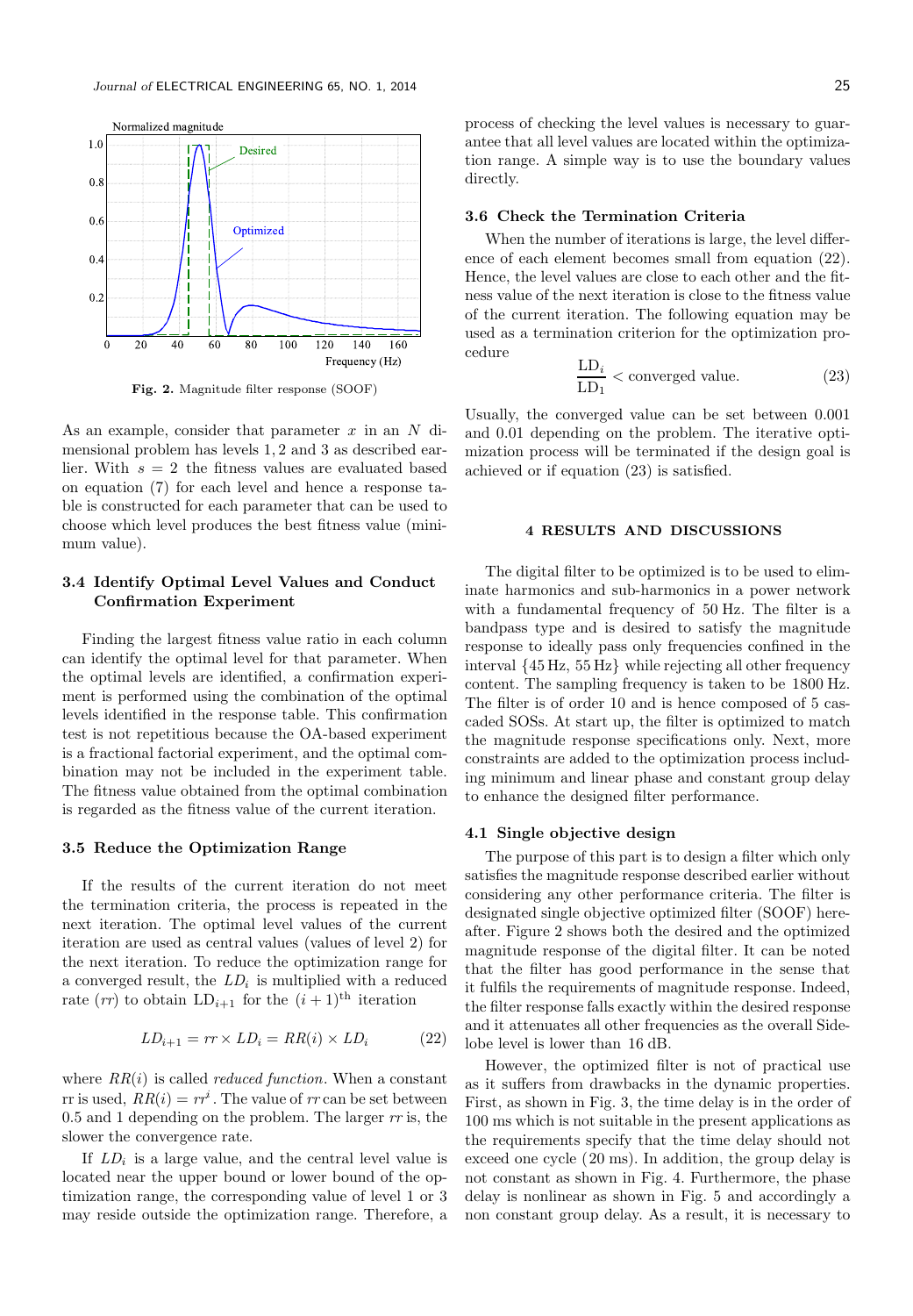Fig. 2. Magnitude filter response (SOOF)

As an example, consider that parameter $x$ in an $N$ dimensional problem has levels 1, 2 and 3 as described earlier. With $s = 2$ the fitness values are evaluated based on equation (7) for each level and hence a response table is constructed for each parameter that can be used to choose which level produces the best fitness value (minimum value).

### 3.4 Identify Optimal Level Values and Conduct Confirmation Experiment

Finding the largest fitness value ratio in each column can identify the optimal level for that parameter. When the optimal levels are identified, a confirmation experiment is performed using the combination of the optimal levels identified in the response table. This confirmation test is not repetitious because the OA-based experiment is a fractional factorial experiment, and the optimal combination may not be included in the experiment table. The fitness value obtained from the optimal combination is regarded as the fitness value of the current iteration.

### 3.5 Reduce the Optimization Range

If the results of the current iteration do not meet the termination criteria, the process is repeated in the next iteration. The optimal level values of the current iteration are used as central values (values of level 2) for the next iteration. To reduce the optimization range for a converged result, the $LD_i$ is multiplied with a reduced rate ($rr$) to obtain $\mathrm{LD}_{i+1}$ for the $(i+1)^{\mathrm{th}}$ iteration

$$LD_{i+1} = rr \times LD_i = RR(i) \times LD_i \tag{22}$$

where $RR(i)$ is called *reduced function*. When a constant rr is used, $RR(i) = rr^i$. The value of $rr$ can be set between 0.5 and 1 depending on the problem. The larger $rr$ is, the slower the convergence rate.

If $LD_i$ is a large value, and the central level value is located near the upper bound or lower bound of the optimization range, the corresponding value of level 1 or 3 may reside outside the optimization range. Therefore, a process of checking the level values is necessary to guarantee that all level values are located within the optimization range. A simple way is to use the boundary values directly.

### 3.6 Check the Termination Criteria

When the number of iterations is large, the level difference of each element becomes small from equation (22). Hence, the level values are close to each other and the fitness value of the next iteration is close to the fitness value of the current iteration. The following equation may be used as a termination criterion for the optimization procedure

$$\frac{\mathrm{LD}_i}{\mathrm{LD}_1} < \text{converged value.} \tag{23}$$

Usually, the converged value can be set between 0.001 and 0.01 depending on the problem. The iterative optimization process will be terminated if the design goal is achieved or if equation (23) is satisfied.

## 4 RESULTS AND DISCUSSIONS

The digital filter to be optimized is to be used to eliminate harmonics and sub-harmonics in a power network with a fundamental frequency of 50 Hz. The filter is a bandpass type and is desired to satisfy the magnitude response to ideally pass only frequencies confined in the interval {45 Hz, 55 Hz} while rejecting all other frequency content. The sampling frequency is taken to be 1800 Hz. The filter is of order 10 and is hence composed of 5 cascaded SOSs. At start up, the filter is optimized to match the magnitude response specifications only. Next, more constraints are added to the optimization process including minimum and linear phase and constant group delay to enhance the designed filter performance.

### 4.1 Single objective design

The purpose of this part is to design a filter which only satisfies the magnitude response described earlier without considering any other performance criteria. The filter is designated single objective optimized filter (SOOF) hereafter. Figure 2 shows both the desired and the optimized magnitude response of the digital filter. It can be noted that the filter has good performance in the sense that it fulfils the requirements of magnitude response. Indeed, the filter response falls exactly within the desired response and it attenuates all other frequencies as the overall Sidelobe level is lower than 16 dB.

However, the optimized filter is not of practical use as it suffers from drawbacks in the dynamic properties. First, as shown in Fig. 3, the time delay is in the order of 100 ms which is not suitable in the present applications as the requirements specify that the time delay should not exceed one cycle (20 ms). In addition, the group delay is not constant as shown in Fig. 4. Furthermore, the phase delay is nonlinear as shown in Fig. 5 and accordingly a non constant group delay. As a result, it is necessary to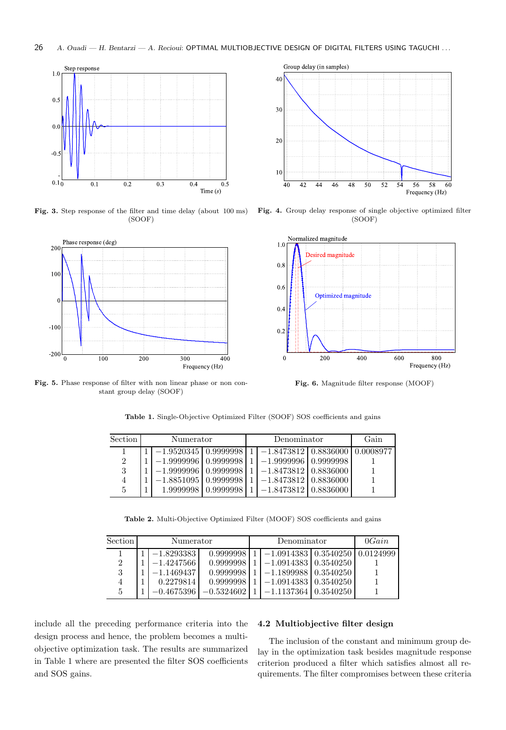**Fig. 3.** Step response of the filter and time delay (about 100 ms) (SOOF)

**Fig. 4.** Group delay response of single objective optimized filter (SOOF)

**Fig. 5.** Phase response of filter with non linear phase or non constant group delay (SOOF)

**Fig. 6.** Magnitude filter response (MOOF)

**Table 1.** Single-Objective Optimized Filter (SOOF) SOS coefficients and gains

| Section | Numerator | | | Denominator | | | Gain |
|---|---|---|---|---|---|---|---|
| 1 | 1 | −1.9520345 | 0.9999998 | 1 | −1.8473812 | 0.8836000 | 0.0008977 |
| 2 | 1 | −1.9999996 | 0.9999998 | 1 | −1.9999996 | 0.9999998 | 1 |
| 3 | 1 | −1.9999996 | 0.9999998 | 1 | −1.8473812 | 0.8836000 | 1 |
| 4 | 1 | −1.8851095 | 0.9999998 | 1 | −1.8473812 | 0.8836000 | 1 |
| 5 | 1 | 1.9999998 | 0.9999998 | 1 | −1.8473812 | 0.8836000 | 1 |

**Table 2.** Multi-Objective Optimized Filter (MOOF) SOS coefficients and gains

| Section | Numerator | | | Denominator | | | $0Gain$ |
|---|---|---|---|---|---|---|---|
| 1 | 1 | −1.8293383 | 0.9999998 | 1 | −1.0914383 | 0.3540250 | 0.0124999 |
| 2 | 1 | −1.4247566 | 0.9999998 | 1 | −1.0914383 | 0.3540250 | 1 |
| 3 | 1 | −1.1469437 | 0.9999998 | 1 | −1.1899988 | 0.3540250 | 1 |
| 4 | 1 | 0.2279814 | 0.9999998 | 1 | −1.0914383 | 0.3540250 | 1 |
| 5 | 1 | −0.4675396 | −0.5324602 | 1 | −1.1137364 | 0.3540250 | 1 |

include all the preceding performance criteria into the design process and hence, the problem becomes a multi-objective optimization task. The results are summarized in Table 1 where are presented the filter SOS coefficients and SOS gains.

### 4.2 Multiobjective filter design

The inclusion of the constant and minimum group delay in the optimization task besides magnitude response criterion produced a filter which satisfies almost all requirements. The filter compromises between these criteria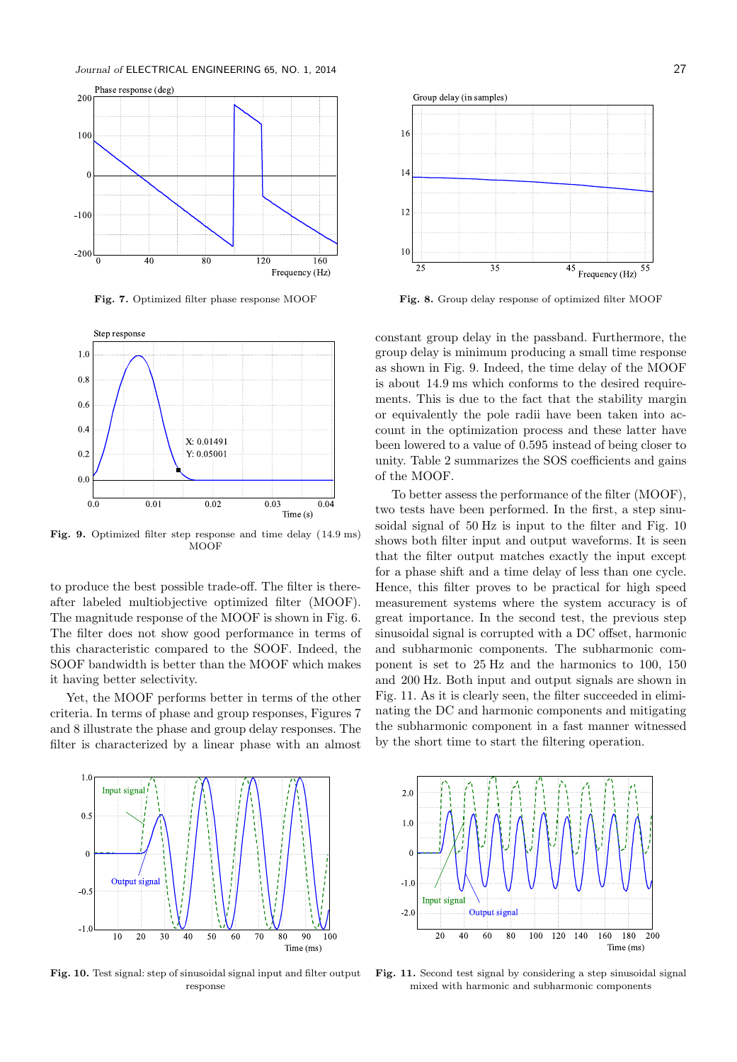Fig. 7. Optimized filter phase response MOOF

Fig. 8. Group delay response of optimized filter MOOF

Fig. 9. Optimized filter step response and time delay (14.9 ms) MOOF

to produce the best possible trade-off. The filter is thereafter labeled multiobjective optimized filter (MOOF). The magnitude response of the MOOF is shown in Fig. 6. The filter does not show good performance in terms of this characteristic compared to the SOOF. Indeed, the SOOF bandwidth is better than the MOOF which makes it having better selectivity.

Yet, the MOOF performs better in terms of the other criteria. In terms of phase and group responses, Figures 7 and 8 illustrate the phase and group delay responses. The filter is characterized by a linear phase with an almost constant group delay in the passband. Furthermore, the group delay is minimum producing a small time response as shown in Fig. 9. Indeed, the time delay of the MOOF is about 14.9 ms which conforms to the desired requirements. This is due to the fact that the stability margin or equivalently the pole radii have been taken into account in the optimization process and these latter have been lowered to a value of 0.595 instead of being closer to unity. Table 2 summarizes the SOS coefficients and gains of the MOOF.

To better assess the performance of the filter (MOOF), two tests have been performed. In the first, a step sinusoidal signal of 50 Hz is input to the filter and Fig. 10 shows both filter input and output waveforms. It is seen that the filter output matches exactly the input except for a phase shift and a time delay of less than one cycle. Hence, this filter proves to be practical for high speed measurement systems where the system accuracy is of great importance. In the second test, the previous step sinusoidal signal is corrupted with a DC offset, harmonic and subharmonic components. The subharmonic component is set to 25 Hz and the harmonics to 100, 150 and 200 Hz. Both input and output signals are shown in Fig. 11. As it is clearly seen, the filter succeeded in eliminating the DC and harmonic components and mitigating the subharmonic component in a fast manner witnessed by the short time to start the filtering operation.

Fig. 10. Test signal: step of sinusoidal signal input and filter output response

Fig. 11. Second test signal by considering a step sinusoidal signal mixed with harmonic and subharmonic components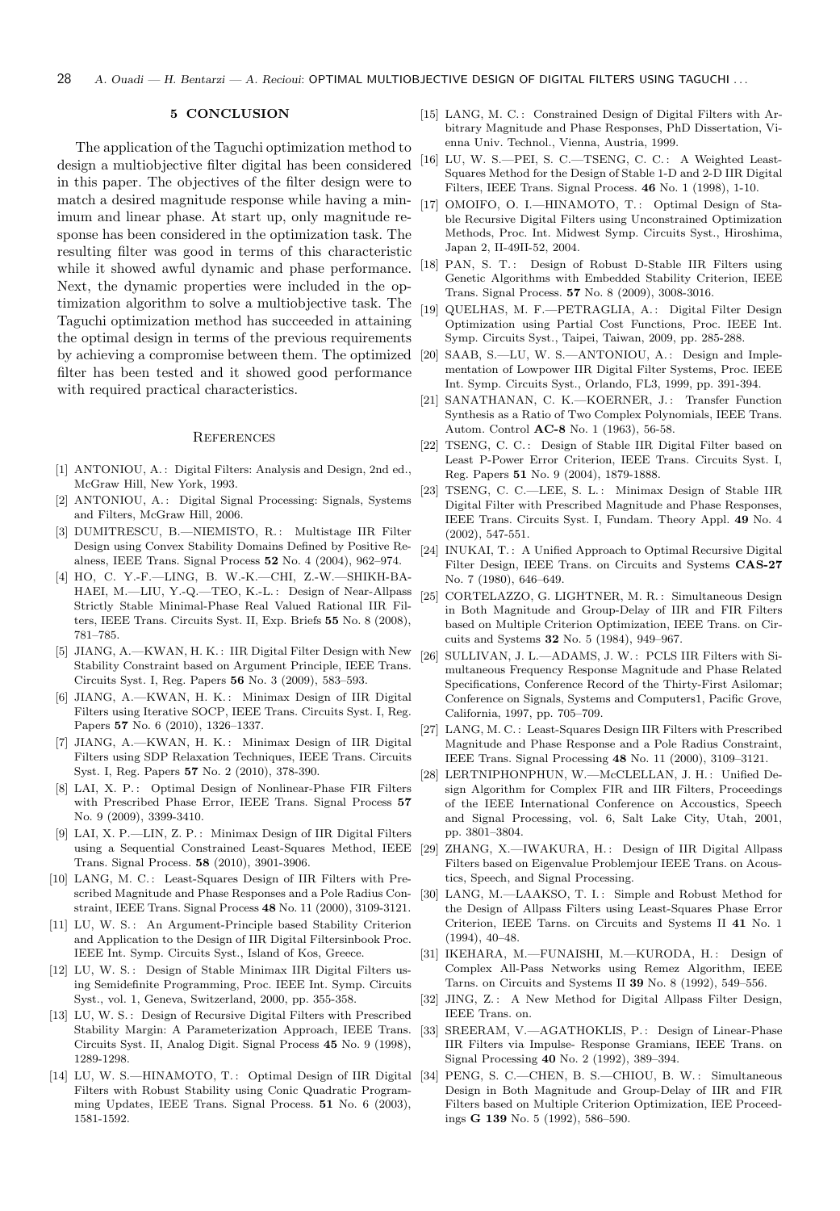## 5 CONCLUSION

The application of the Taguchi optimization method to design a multiobjective filter digital has been considered in this paper. The objectives of the filter design were to match a desired magnitude response while having a minimum and linear phase. At start up, only magnitude response has been considered in the optimization task. The resulting filter was good in terms of this characteristic while it showed awful dynamic and phase performance. Next, the dynamic properties were included in the optimization algorithm to solve a multiobjective task. The Taguchi optimization method has succeeded in attaining the optimal design in terms of the previous requirements by achieving a compromise between them. The optimized filter has been tested and it showed good performance with required practical characteristics.

### References

[1] ANTONIOU, A.: Digital Filters: Analysis and Design, 2nd ed., McGraw Hill, New York, 1993.

[2] ANTONIOU, A.: Digital Signal Processing: Signals, Systems and Filters, McGraw Hill, 2006.

[3] DUMITRESCU, B.—NIEMISTO, R.: Multistage IIR Filter Design using Convex Stability Domains Defined by Positive Realness, IEEE Trans. Signal Process **52** No. 4 (2004), 962–974.

[4] HO, C. Y.-F.—LING, B. W.-K.—CHI, Z.-W.—SHIKH-BAHAEI, M.—LIU, Y.-Q.—TEO, K.-L.: Design of Near-Allpass Strictly Stable Minimal-Phase Real Valued Rational IIR Filters, IEEE Trans. Circuits Syst. II, Exp. Briefs **55** No. 8 (2008), 781–785.

[5] JIANG, A.—KWAN, H. K.: IIR Digital Filter Design with New Stability Constraint based on Argument Principle, IEEE Trans. Circuits Syst. I, Reg. Papers **56** No. 3 (2009), 583–593.

[6] JIANG, A.—KWAN, H. K.: Minimax Design of IIR Digital Filters using Iterative SOCP, IEEE Trans. Circuits Syst. I, Reg. Papers **57** No. 6 (2010), 1326–1337.

[7] JIANG, A.—KWAN, H. K.: Minimax Design of IIR Digital Filters using SDP Relaxation Techniques, IEEE Trans. Circuits Syst. I, Reg. Papers **57** No. 2 (2010), 378-390.

[8] LAI, X. P.: Optimal Design of Nonlinear-Phase FIR Filters with Prescribed Phase Error, IEEE Trans. Signal Process **57** No. 9 (2009), 3399-3410.

[9] LAI, X. P.—LIN, Z. P.: Minimax Design of IIR Digital Filters using a Sequential Constrained Least-Squares Method, IEEE Trans. Signal Process. **58** (2010), 3901-3906.

[10] LANG, M. C.: Least-Squares Design of IIR Filters with Prescribed Magnitude and Phase Responses and a Pole Radius Constraint, IEEE Trans. Signal Process **48** No. 11 (2000), 3109-3121.

[11] LU, W. S.: An Argument-Principle based Stability Criterion and Application to the Design of IIR Digital Filtersinbook Proc. IEEE Int. Symp. Circuits Syst., Island of Kos, Greece.

[12] LU, W. S.: Design of Stable Minimax IIR Digital Filters using Semidefinite Programming, Proc. IEEE Int. Symp. Circuits Syst., vol. 1, Geneva, Switzerland, 2000, pp. 355-358.

[13] LU, W. S.: Design of Recursive Digital Filters with Prescribed Stability Margin: A Parameterization Approach, IEEE Trans. Circuits Syst. II, Analog Digit. Signal Process **45** No. 9 (1998), 1289-1298.

[14] LU, W. S.—HINAMOTO, T.: Optimal Design of IIR Digital Filters with Robust Stability using Conic Quadratic Programming Updates, IEEE Trans. Signal Process. **51** No. 6 (2003), 1581-1592.

[15] LANG, M. C.: Constrained Design of Digital Filters with Arbitrary Magnitude and Phase Responses, PhD Dissertation, Vienna Univ. Technol., Vienna, Austria, 1999.

[16] LU, W. S.—PEI, S. C.—TSENG, C. C.: A Weighted Least-Squares Method for the Design of Stable 1-D and 2-D IIR Digital Filters, IEEE Trans. Signal Process. **46** No. 1 (1998), 1-10.

[17] OMOIFO, O. I.—HINAMOTO, T.: Optimal Design of Stable Recursive Digital Filters using Unconstrained Optimization Methods, Proc. Int. Midwest Symp. Circuits Syst., Hiroshima, Japan 2, II-49II-52, 2004.

[18] PAN, S. T.: Design of Robust D-Stable IIR Filters using Genetic Algorithms with Embedded Stability Criterion, IEEE Trans. Signal Process. **57** No. 8 (2009), 3008-3016.

[19] QUELHAS, M. F.—PETRAGLIA, A.: Digital Filter Design Optimization using Partial Cost Functions, Proc. IEEE Int. Symp. Circuits Syst., Taipei, Taiwan, 2009, pp. 285-288.

[20] SAAB, S.—LU, W. S.—ANTONIOU, A.: Design and Implementation of Lowpower IIR Digital Filter Systems, Proc. IEEE Int. Symp. Circuits Syst., Orlando, FL3, 1999, pp. 391-394.

[21] SANATHANAN, C. K.—KOERNER, J.: Transfer Function Synthesis as a Ratio of Two Complex Polynomials, IEEE Trans. Autom. Control **AC-8** No. 1 (1963), 56-58.

[22] TSENG, C. C.: Design of Stable IIR Digital Filter based on Least P-Power Error Criterion, IEEE Trans. Circuits Syst. I, Reg. Papers **51** No. 9 (2004), 1879-1888.

[23] TSENG, C. C.—LEE, S. L.: Minimax Design of Stable IIR Digital Filter with Prescribed Magnitude and Phase Responses, IEEE Trans. Circuits Syst. I, Fundam. Theory Appl. **49** No. 4 (2002), 547-551.

[24] INUKAI, T.: A Unified Approach to Optimal Recursive Digital Filter Design, IEEE Trans. on Circuits and Systems **CAS-27** No. 7 (1980), 646–649.

[25] CORTELAZZO, G. LIGHTNER, M. R.: Simultaneous Design in Both Magnitude and Group-Delay of IIR and FIR Filters based on Multiple Criterion Optimization, IEEE Trans. on Circuits and Systems **32** No. 5 (1984), 949–967.

[26] SULLIVAN, J. L.—ADAMS, J. W.: PCLS IIR Filters with Simultaneous Frequency Response Magnitude and Phase Related Specifications, Conference Record of the Thirty-First Asilomar; Conference on Signals, Systems and Computers1, Pacific Grove, California, 1997, pp. 705–709.

[27] LANG, M. C.: Least-Squares Design IIR Filters with Prescribed Magnitude and Phase Response and a Pole Radius Constraint, IEEE Trans. Signal Processing **48** No. 11 (2000), 3109–3121.

[28] LERTNIPHONPHUN, W.—McCLELLAN, J. H.: Unified Design Algorithm for Complex FIR and IIR Filters, Proceedings of the IEEE International Conference on Accoustics, Speech and Signal Processing, vol. 6, Salt Lake City, Utah, 2001, pp. 3801–3804.

[29] ZHANG, X.—IWAKURA, H.: Design of IIR Digital Allpass Filters based on Eigenvalue Problemjour IEEE Trans. on Acoustics, Speech, and Signal Processing.

[30] LANG, M.—LAAKSO, T. I.: Simple and Robust Method for the Design of Allpass Filters using Least-Squares Phase Error Criterion, IEEE Tarns. on Circuits and Systems II **41** No. 1 (1994), 40–48.

[31] IKEHARA, M.—FUNAISHI, M.—KURODA, H.: Design of Complex All-Pass Networks using Remez Algorithm, IEEE Tarns. on Circuits and Systems II **39** No. 8 (1992), 549–556.

[32] JING, Z.: A New Method for Digital Allpass Filter Design, IEEE Trans. on.

[33] SREERAM, V.—AGATHOKLIS, P.: Design of Linear-Phase IIR Filters via Impulse- Response Gramians, IEEE Trans. on Signal Processing **40** No. 2 (1992), 389–394.

[34] PENG, S. C.—CHEN, B. S.—CHIOU, B. W.: Simultaneous Design in Both Magnitude and Group-Delay of IIR and FIR Filters based on Multiple Criterion Optimization, IEE Proceedings **G 139** No. 5 (1992), 586–590.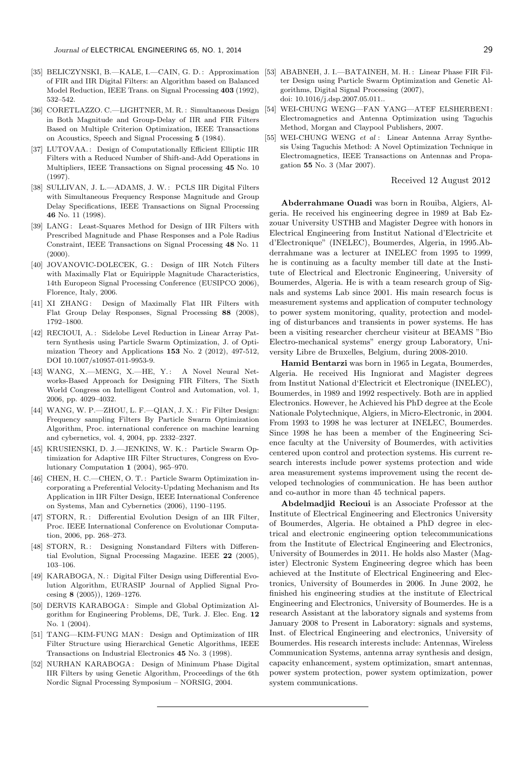[35] BELICZYNSKI, B.—KALE, I.—CAIN, G. D. : Approximation of FIR and IIR Digital Filters: an Algorithm based on Balanced Model Reduction, IEEE Trans. on Signal Processing **403** (1992), 532–542.

[36] CORETLAZZO. C.—LIGHTNER, M. R. : Simultaneous Design in Both Magnitude and Group-Delay of IIR and FIR Filters Based on Multiple Criterion Optimization, IEEE Transactions on Acoustics, Speech and Signal Processing **5** (1984).

[37] LUTOVAA. : Design of Computationally Efficient Elliptic IIR Filters with a Reduced Number of Shift-and-Add Operations in Multipliers, IEEE Transactions on Signal processing **45** No. 10 (1997).

[38] SULLIVAN, J. L.—ADAMS, J. W. : PCLS IIR Digital Filters with Simultaneous Frequency Response Magnitude and Group Delay Specifications, IEEE Transactions on Signal Processing **46** No. 11 (1998).

[39] LANG : Least-Squares Method for Design of IIR Filters with Prescribed Magnitude and Phase Responses and a Pole Radius Constraint, IEEE Transactions on Signal Processing **48** No. 11 (2000).

[40] JOVANOVIC-DOLECEK, G. : Design of IIR Notch Filters with Maximally Flat or Equiripple Magnitude Characteristics, 14th Europeon Signal Processing Conference (EUSIPCO 2006), Florence, Italy, 2006.

[41] XI ZHANG : Design of Maximally Flat IIR Filters with Flat Group Delay Responses, Signal Processing **88** (2008), 1792–1800.

[42] RECIOUI, A. : Sidelobe Level Reduction in Linear Array Pattern Synthesis using Particle Swarm Optimization, J. of Optimization Theory and Applications **153** No. 2 (2012), 497-512, DOI 10.1007/s10957-011-9953-9.

[43] WANG, X.—MENG, X.—HE, Y. : A Novel Neural Networks-Based Approach for Designing FIR Filters, The Sixth World Congress on Intelligent Control and Automation, vol. 1, 2006, pp. 4029–4032.

[44] WANG, W. P.—ZHOU, L. F.—QIAN, J. X. : Fir Filter Design: Frequency sampling Filters By Particle Swarm Optimization Algorithm, Proc. international conference on machine learning and cybernetics, vol. 4, 2004, pp. 2332–2327.

[45] KRUSIENSKI, D. J.—JENKINS, W. K. : Particle Swarm Optimization for Adaptive IIR Filter Structures, Congress on Evolutionary Computation **1** (2004), 965–970.

[46] CHEN, H. C.—CHEN, O. T. : Particle Swarm Optimization incorporating a Preferential Velocity-Updating Mechanism and Its Application in IIR Filter Design, IEEE International Conference on Systems, Man and Cybernetics (2006), 1190–1195.

[47] STORN, R. : Differential Evolution Design of an IIR Filter, Proc. IEEE International Conference on Evolutionar Computation, 2006, pp. 268–273.

[48] STORN, R. : Designing Nonstandard Filters with Differential Evolution, Signal Processing Magazine. IEEE **22** (2005), 103–106.

[49] KARABOGA, N. : Digital Filter Design using Differential Evolution Algorithm, EURASIP Journal of Applied Signal Procesing **8** (2005)), 1269–1276.

[50] DERVIS KARABOGA : Simple and Global Optimization Algorithm for Engineering Problems, DE, Turk. J. Elec. Eng. **12** No. 1 (2004).

[51] TANG—KIM-FUNG MAN : Design and Optimization of IIR Filter Structure using Hierarchical Genetic Algorithms, IEEE Transactions on Industrial Electronics **45** No. 3 (1998).

[52] NURHAN KARABOGA : Design of Minimum Phase Digital IIR Filters by using Genetic Algorithm, Proceedings of the 6th Nordic Signal Processing Symposium – NORSIG, 2004.

[53] ABABNEH, J. I.—BATAINEH, M. H. : Linear Phase FIR Filter Design using Particle Swarm Optimization and Genetic Algorithms, Digital Signal Processing (2007), doi: 10.1016/j.dsp.2007.05.011..

[54] WEI-CHUNG WENG—FAN YANG—ATEF ELSHERBENI : Electromagnetics and Antenna Optimization using Taguchis Method, Morgan and Claypool Publishers, 2007.

[55] WEI-CHUNG WENG *et al* : Linear Antenna Array Synthesis Using Taguchis Method: A Novel Optimization Technique in Electromagnetics, IEEE Transactions on Antennas and Propagation **55** No. 3 (Mar 2007).

Received 12 August 2012

**Abderrahmane Ouadi** was born in Rouiba, Algiers, Algeria. He received his engineering degree in 1989 at Bab Ezzouar University USTHB and Magister Degree with honors in Electrical Engineering from Institut National d'Electricite et d'Electronique" (INELEC), Boumerdes, Algeria, in 1995.Abderrahmane was a lecturer at INELEC from 1995 to 1999, he is continuing as a faculty member till date at the Institute of Electrical and Electronic Engineering, University of Boumerdes, Algeria. He is with a team research group of Signals and systems Lab since 2001. His main research focus is measurement systems and application of computer technology to power system monitoring, quality, protection and modeling of disturbances and transients in power systems. He has been a visiting researcher chercheur visiteur at BEAMS "Bio Electro-mechanical systems" energy group Laboratory, University Libre de Bruxelles, Belgium, during 2008-2010.

**Hamid Bentarzi** was born in 1965 in Legata, Boumerdes, Algeria. He received His Ingniorat and Magister degrees from Institut National d'Electricit et Electronique (INELEC), Boumerdes, in 1989 and 1992 respectively. Both are in applied Electronics. However, he Achieved his PhD degree at the Ecole Nationale Polytechnique, Algiers, in Micro-Electronic, in 2004. From 1993 to 1998 he was lecturer at INELEC, Boumerdes. Since 1998 he has been a member of the Engineering Science faculty at the University of Boumerdes, with activities centered upon control and protection systems. His current research interests include power systems protection and wide area measurement systems improvement using the recent developed technologies of communication. He has been author and co-author in more than 45 technical papers.

**Abdelmadjid Recioui** is an Associate Professor at the Institute of Electrical Engineering and Electronics University of Boumerdes, Algeria. He obtained a PhD degree in electrical and electronic engineering option telecommunications from the Institute of Electrical Engineering and Electronics, University of Boumerdes in 2011. He holds also Master (Magister) Electronic System Engineering degree which has been achieved at the Institute of Electrical Engineering and Electronics, University of Boumerdes in 2006. In June 2002, he finished his engineering studies at the institute of Electrical Engineering and Electronics, University of Boumerdes. He is a research Assistant at the laboratory signals and systems from January 2008 to Present in Laboratory: signals and systems, Inst. of Electrical Engineering and electronics, University of Boumerdes. His research interests include: Antennas, Wireless Communication Systems, antenna array synthesis and design, capacity enhancement, system optimization, smart antennas, power system protection, power system optimization, power system communications.